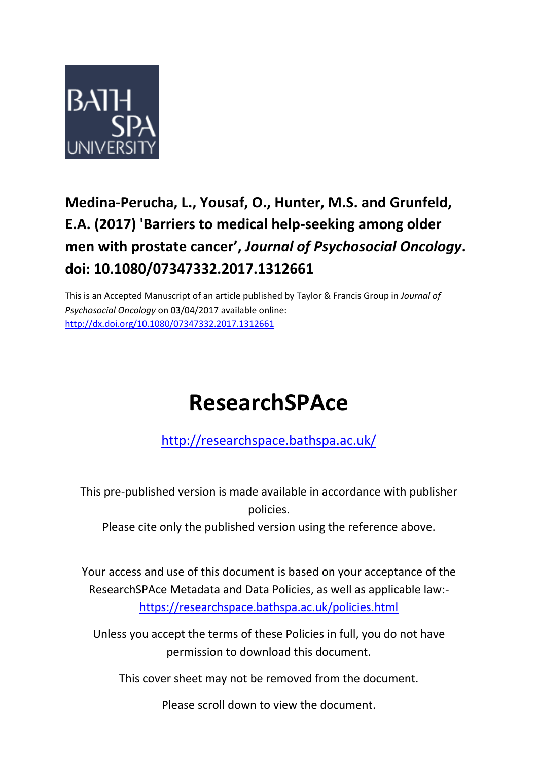BATH SPA UNIVERSITY

**Medina-Perucha, L., Yousaf, O., Hunter, M.S. and Grunfeld, E.A. (2017) 'Barriers to medical help-seeking among older men with prostate cancer',** ***Journal of Psychosocial Oncology*****. doi: 10.1080/07347332.2017.1312661**

This is an Accepted Manuscript of an article published by Taylor & Francis Group in *Journal of Psychosocial Oncology* on 03/04/2017 available online: [http://dx.doi.org/10.1080/07347332.2017.1312661](http://dx.doi.org/10.1080/07347332.2017.1312661)

# ResearchSPAce

[http://researchspace.bathspa.ac.uk/](http://researchspace.bathspa.ac.uk/)

This pre-published version is made available in accordance with publisher policies.

Please cite only the published version using the reference above.

Your access and use of this document is based on your acceptance of the ResearchSPAce Metadata and Data Policies, as well as applicable law:- [https://researchspace.bathspa.ac.uk/policies.html](https://researchspace.bathspa.ac.uk/policies.html)

Unless you accept the terms of these Policies in full, you do not have permission to download this document.

This cover sheet may not be removed from the document.

Please scroll down to view the document.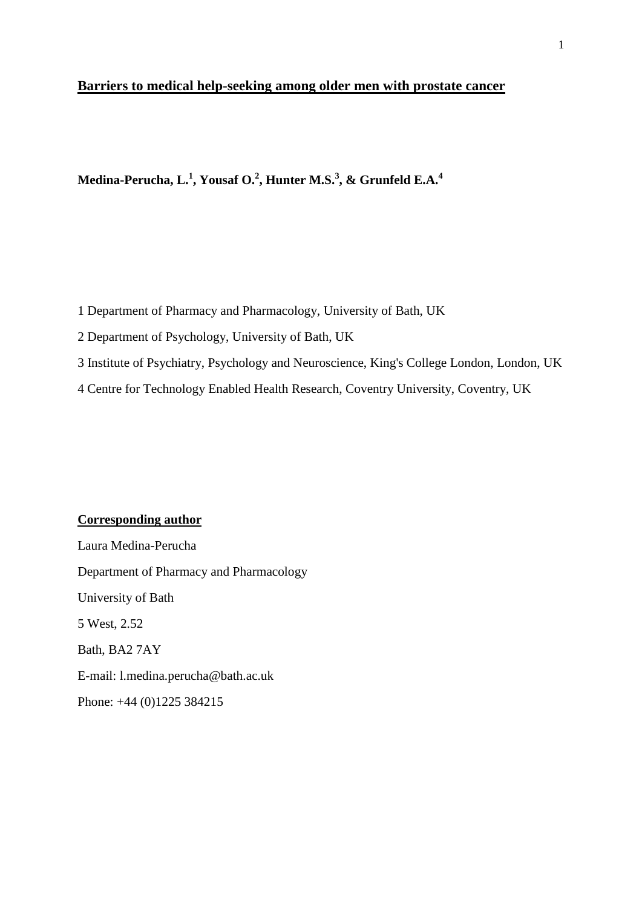# Barriers to medical help-seeking among older men with prostate cancer

**Medina-Perucha, L.[1], Yousaf O.[2], Hunter M.S.[3], & Grunfeld E.A.[4]**

1 Department of Pharmacy and Pharmacology, University of Bath, UK

2 Department of Psychology, University of Bath, UK

3 Institute of Psychiatry, Psychology and Neuroscience, King's College London, London, UK

4 Centre for Technology Enabled Health Research, Coventry University, Coventry, UK

**Corresponding author**

Laura Medina-Perucha

Department of Pharmacy and Pharmacology

University of Bath

5 West, 2.52

Bath, BA2 7AY

E-mail: l.medina.perucha@bath.ac.uk

Phone: +44 (0)1225 384215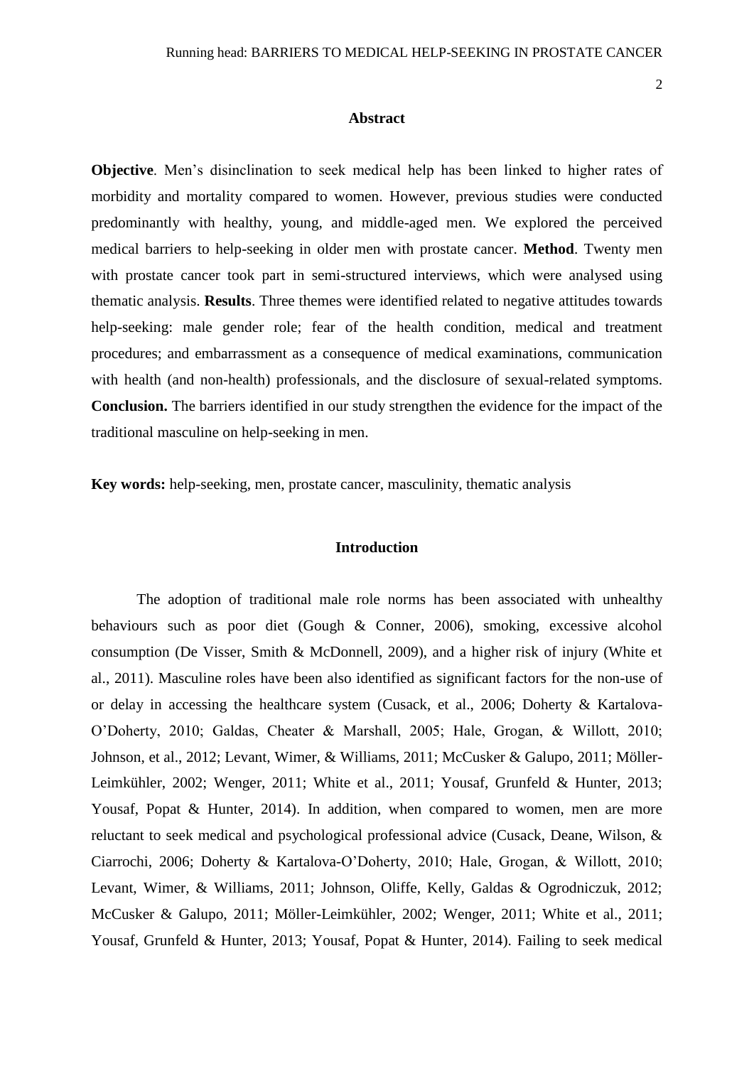## Abstract

**Objective**. Men's disinclination to seek medical help has been linked to higher rates of morbidity and mortality compared to women. However, previous studies were conducted predominantly with healthy, young, and middle-aged men. We explored the perceived medical barriers to help-seeking in older men with prostate cancer. **Method**. Twenty men with prostate cancer took part in semi-structured interviews, which were analysed using thematic analysis. **Results**. Three themes were identified related to negative attitudes towards help-seeking: male gender role; fear of the health condition, medical and treatment procedures; and embarrassment as a consequence of medical examinations, communication with health (and non-health) professionals, and the disclosure of sexual-related symptoms. **Conclusion.** The barriers identified in our study strengthen the evidence for the impact of the traditional masculine on help-seeking in men.

**Key words:** help-seeking, men, prostate cancer, masculinity, thematic analysis

## Introduction

The adoption of traditional male role norms has been associated with unhealthy behaviours such as poor diet (Gough & Conner, 2006), smoking, excessive alcohol consumption (De Visser, Smith & McDonnell, 2009), and a higher risk of injury (White et al., 2011). Masculine roles have been also identified as significant factors for the non-use of or delay in accessing the healthcare system (Cusack, et al., 2006; Doherty & Kartalova-O'Doherty, 2010; Galdas, Cheater & Marshall, 2005; Hale, Grogan, & Willott, 2010; Johnson, et al., 2012; Levant, Wimer, & Williams, 2011; McCusker & Galupo, 2011; Möller-Leimkühler, 2002; Wenger, 2011; White et al., 2011; Yousaf, Grunfeld & Hunter, 2013; Yousaf, Popat & Hunter, 2014). In addition, when compared to women, men are more reluctant to seek medical and psychological professional advice (Cusack, Deane, Wilson, & Ciarrochi, 2006; Doherty & Kartalova-O'Doherty, 2010; Hale, Grogan, & Willott, 2010; Levant, Wimer, & Williams, 2011; Johnson, Oliffe, Kelly, Galdas & Ogrodniczuk, 2012; McCusker & Galupo, 2011; Möller-Leimkühler, 2002; Wenger, 2011; White et al., 2011; Yousaf, Grunfeld & Hunter, 2013; Yousaf, Popat & Hunter, 2014). Failing to seek medical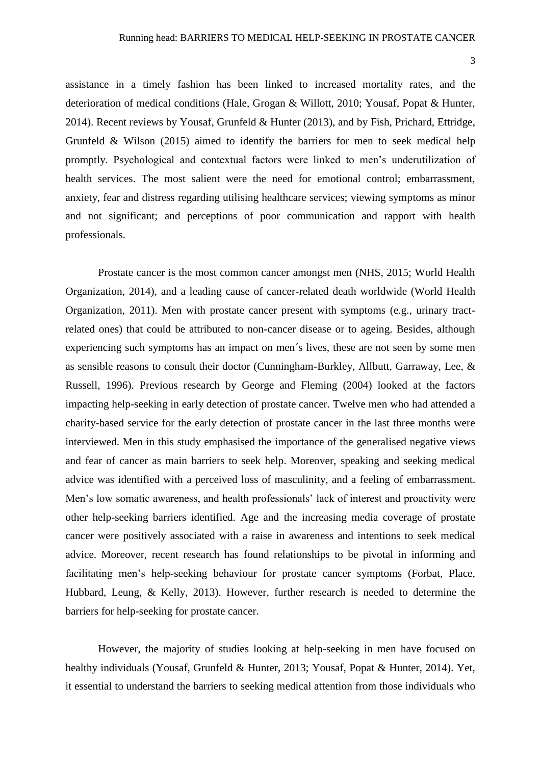assistance in a timely fashion has been linked to increased mortality rates, and the deterioration of medical conditions (Hale, Grogan & Willott, 2010; Yousaf, Popat & Hunter, 2014). Recent reviews by Yousaf, Grunfeld & Hunter (2013), and by Fish, Prichard, Ettridge, Grunfeld & Wilson (2015) aimed to identify the barriers for men to seek medical help promptly. Psychological and contextual factors were linked to men's underutilization of health services. The most salient were the need for emotional control; embarrassment, anxiety, fear and distress regarding utilising healthcare services; viewing symptoms as minor and not significant; and perceptions of poor communication and rapport with health professionals.

Prostate cancer is the most common cancer amongst men (NHS, 2015; World Health Organization, 2014), and a leading cause of cancer-related death worldwide (World Health Organization, 2011). Men with prostate cancer present with symptoms (e.g., urinary tract-related ones) that could be attributed to non-cancer disease or to ageing. Besides, although experiencing such symptoms has an impact on men´s lives, these are not seen by some men as sensible reasons to consult their doctor (Cunningham-Burkley, Allbutt, Garraway, Lee, & Russell, 1996). Previous research by George and Fleming (2004) looked at the factors impacting help-seeking in early detection of prostate cancer. Twelve men who had attended a charity-based service for the early detection of prostate cancer in the last three months were interviewed. Men in this study emphasised the importance of the generalised negative views and fear of cancer as main barriers to seek help. Moreover, speaking and seeking medical advice was identified with a perceived loss of masculinity, and a feeling of embarrassment. Men's low somatic awareness, and health professionals' lack of interest and proactivity were other help-seeking barriers identified. Age and the increasing media coverage of prostate cancer were positively associated with a raise in awareness and intentions to seek medical advice. Moreover, recent research has found relationships to be pivotal in informing and facilitating men's help-seeking behaviour for prostate cancer symptoms (Forbat, Place, Hubbard, Leung, & Kelly, 2013). However, further research is needed to determine the barriers for help-seeking for prostate cancer.

However, the majority of studies looking at help-seeking in men have focused on healthy individuals (Yousaf, Grunfeld & Hunter, 2013; Yousaf, Popat & Hunter, 2014). Yet, it essential to understand the barriers to seeking medical attention from those individuals who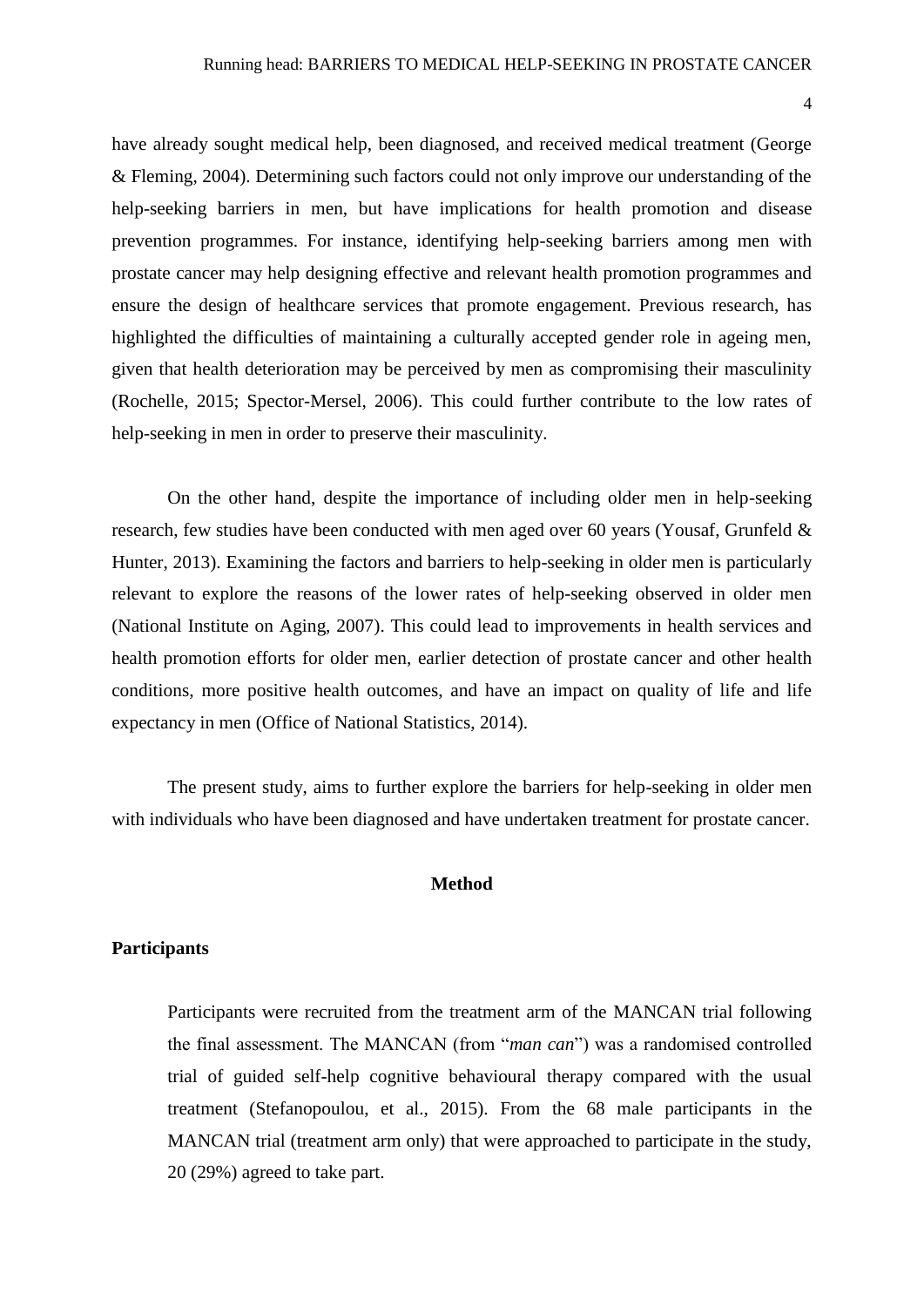have already sought medical help, been diagnosed, and received medical treatment (George & Fleming, 2004). Determining such factors could not only improve our understanding of the help-seeking barriers in men, but have implications for health promotion and disease prevention programmes. For instance, identifying help-seeking barriers among men with prostate cancer may help designing effective and relevant health promotion programmes and ensure the design of healthcare services that promote engagement. Previous research, has highlighted the difficulties of maintaining a culturally accepted gender role in ageing men, given that health deterioration may be perceived by men as compromising their masculinity (Rochelle, 2015; Spector-Mersel, 2006). This could further contribute to the low rates of help-seeking in men in order to preserve their masculinity.

On the other hand, despite the importance of including older men in help-seeking research, few studies have been conducted with men aged over 60 years (Yousaf, Grunfeld & Hunter, 2013). Examining the factors and barriers to help-seeking in older men is particularly relevant to explore the reasons of the lower rates of help-seeking observed in older men (National Institute on Aging, 2007). This could lead to improvements in health services and health promotion efforts for older men, earlier detection of prostate cancer and other health conditions, more positive health outcomes, and have an impact on quality of life and life expectancy in men (Office of National Statistics, 2014).

The present study, aims to further explore the barriers for help-seeking in older men with individuals who have been diagnosed and have undertaken treatment for prostate cancer.

## Method

### Participants

Participants were recruited from the treatment arm of the MANCAN trial following the final assessment. The MANCAN (from "*man can*") was a randomised controlled trial of guided self-help cognitive behavioural therapy compared with the usual treatment (Stefanopoulou, et al., 2015). From the 68 male participants in the MANCAN trial (treatment arm only) that were approached to participate in the study, 20 (29%) agreed to take part.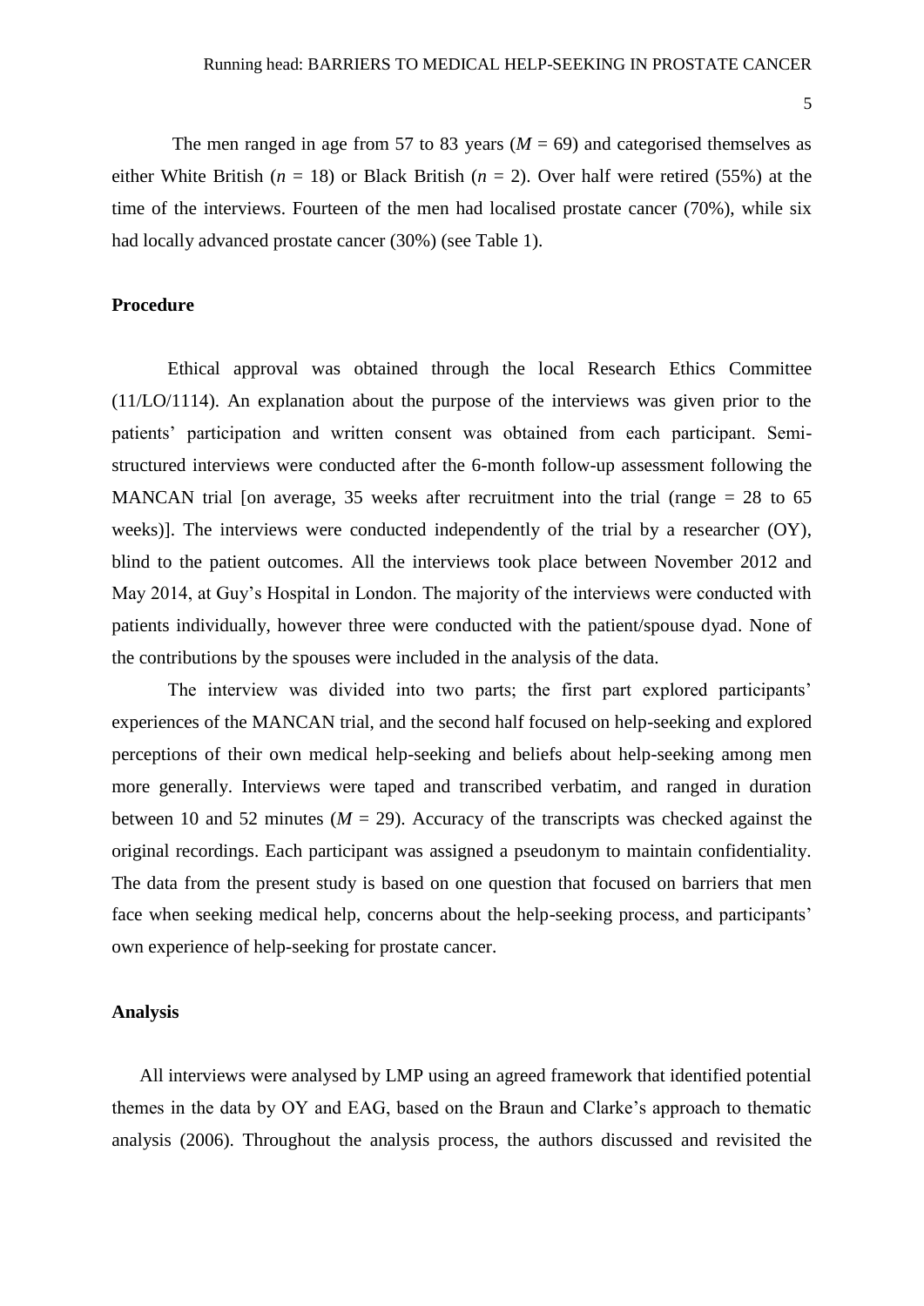The men ranged in age from 57 to 83 years ($M$ = 69) and categorised themselves as either White British ($n$ = 18) or Black British ($n$ = 2). Over half were retired (55%) at the time of the interviews. Fourteen of the men had localised prostate cancer (70%), while six had locally advanced prostate cancer (30%) (see Table 1).

## Procedure

Ethical approval was obtained through the local Research Ethics Committee (11/LO/1114). An explanation about the purpose of the interviews was given prior to the patients' participation and written consent was obtained from each participant. Semi-structured interviews were conducted after the 6-month follow-up assessment following the MANCAN trial [on average, 35 weeks after recruitment into the trial (range = 28 to 65 weeks)]. The interviews were conducted independently of the trial by a researcher (OY), blind to the patient outcomes. All the interviews took place between November 2012 and May 2014, at Guy's Hospital in London. The majority of the interviews were conducted with patients individually, however three were conducted with the patient/spouse dyad. None of the contributions by the spouses were included in the analysis of the data.

The interview was divided into two parts; the first part explored participants' experiences of the MANCAN trial, and the second half focused on help-seeking and explored perceptions of their own medical help-seeking and beliefs about help-seeking among men more generally. Interviews were taped and transcribed verbatim, and ranged in duration between 10 and 52 minutes ($M$ = 29). Accuracy of the transcripts was checked against the original recordings. Each participant was assigned a pseudonym to maintain confidentiality. The data from the present study is based on one question that focused on barriers that men face when seeking medical help, concerns about the help-seeking process, and participants' own experience of help-seeking for prostate cancer.

## Analysis

All interviews were analysed by LMP using an agreed framework that identified potential themes in the data by OY and EAG, based on the Braun and Clarke's approach to thematic analysis (2006). Throughout the analysis process, the authors discussed and revisited the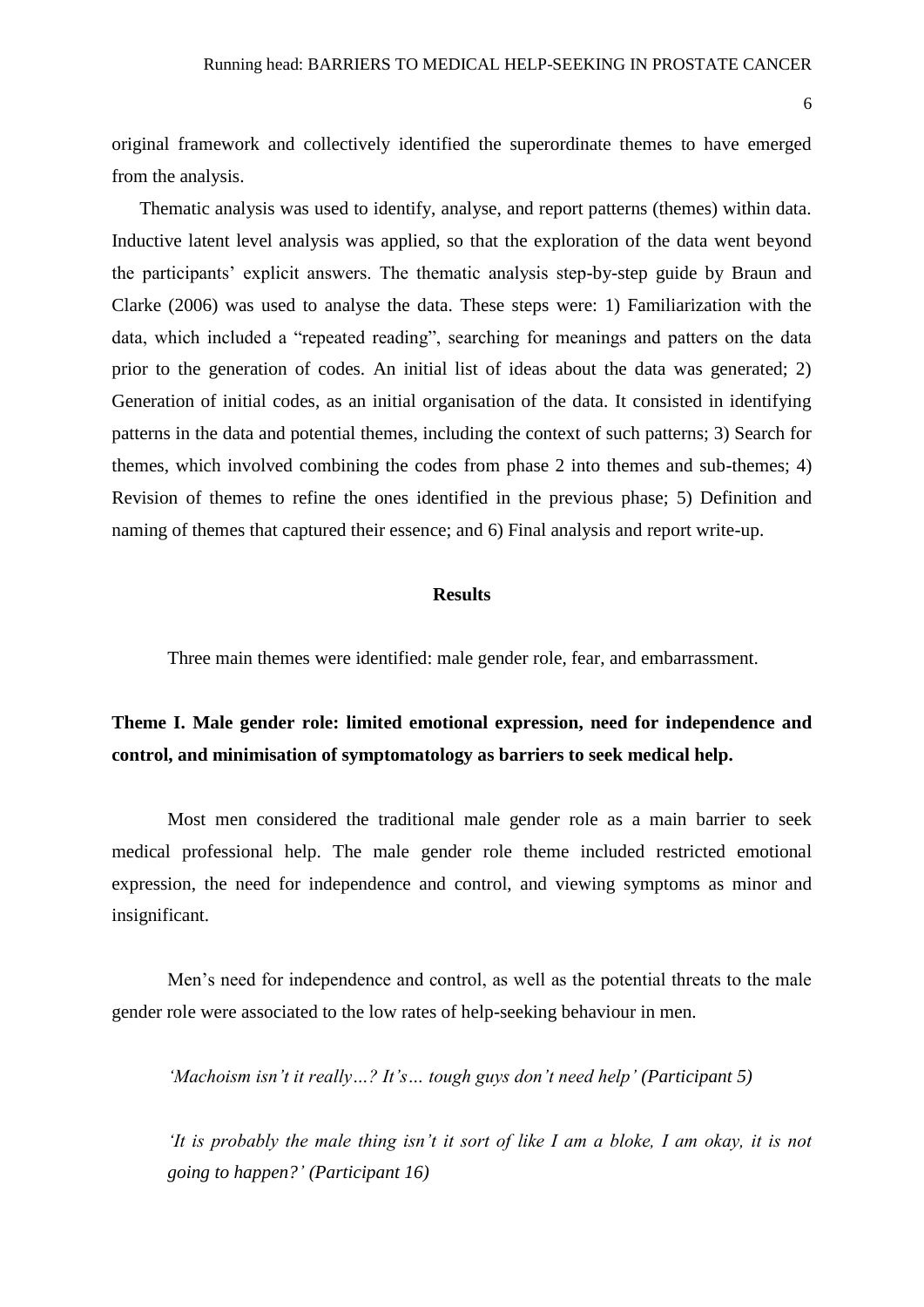original framework and collectively identified the superordinate themes to have emerged from the analysis.

Thematic analysis was used to identify, analyse, and report patterns (themes) within data. Inductive latent level analysis was applied, so that the exploration of the data went beyond the participants' explicit answers. The thematic analysis step-by-step guide by Braun and Clarke (2006) was used to analyse the data. These steps were: 1) Familiarization with the data, which included a "repeated reading", searching for meanings and patters on the data prior to the generation of codes. An initial list of ideas about the data was generated; 2) Generation of initial codes, as an initial organisation of the data. It consisted in identifying patterns in the data and potential themes, including the context of such patterns; 3) Search for themes, which involved combining the codes from phase 2 into themes and sub-themes; 4) Revision of themes to refine the ones identified in the previous phase; 5) Definition and naming of themes that captured their essence; and 6) Final analysis and report write-up.

## Results

Three main themes were identified: male gender role, fear, and embarrassment.

### Theme I. Male gender role: limited emotional expression, need for independence and control, and minimisation of symptomatology as barriers to seek medical help.

Most men considered the traditional male gender role as a main barrier to seek medical professional help. The male gender role theme included restricted emotional expression, the need for independence and control, and viewing symptoms as minor and insignificant.

Men's need for independence and control, as well as the potential threats to the male gender role were associated to the low rates of help-seeking behaviour in men.

*'Machoism isn't it really…? It's… tough guys don't need help' (Participant 5)*

*'It is probably the male thing isn't it sort of like I am a bloke, I am okay, it is not going to happen?' (Participant 16)*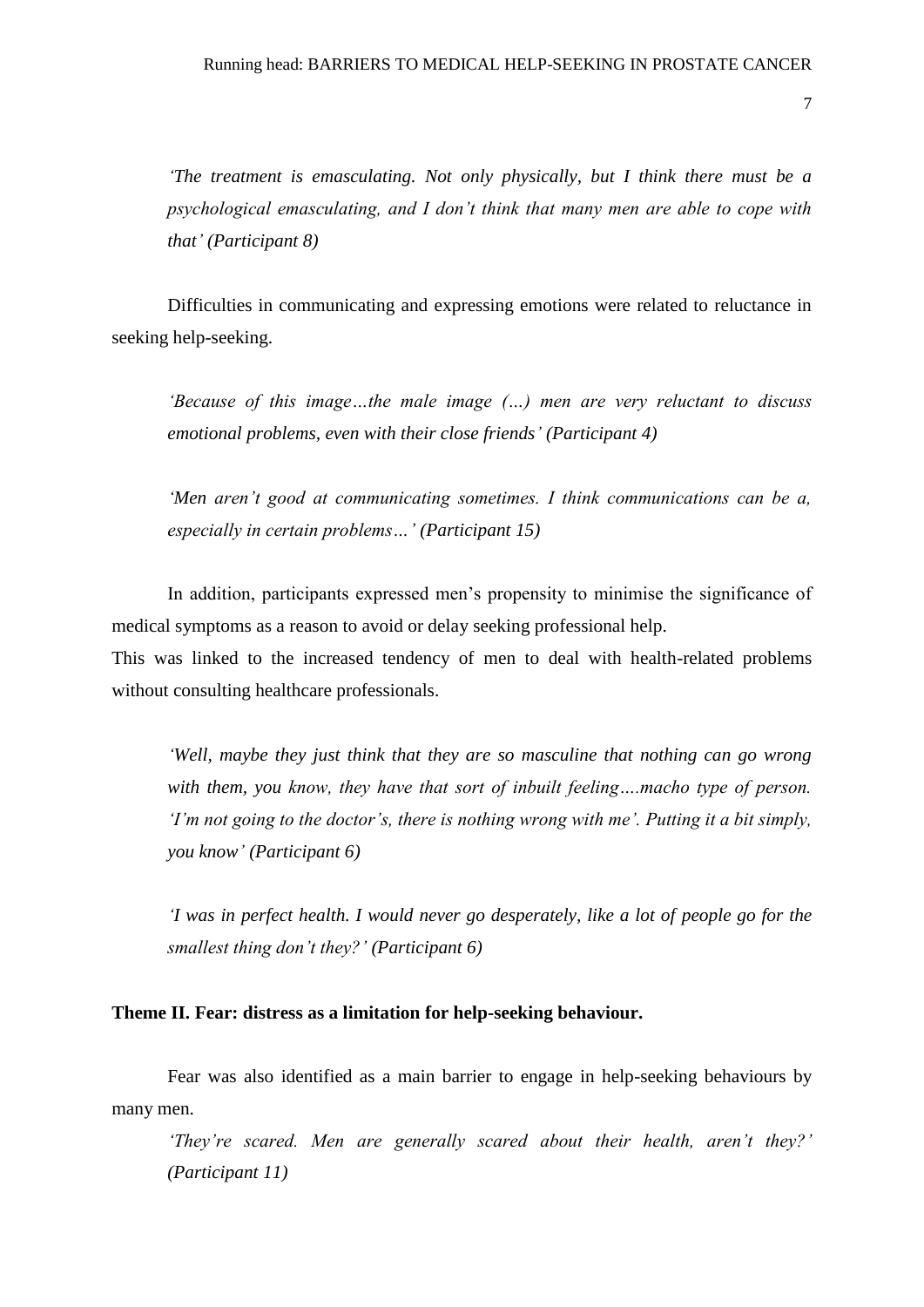*'The treatment is emasculating. Not only physically, but I think there must be a psychological emasculating, and I don't think that many men are able to cope with that' (Participant 8)*

Difficulties in communicating and expressing emotions were related to reluctance in seeking help-seeking.

*'Because of this image…the male image (…) men are very reluctant to discuss emotional problems, even with their close friends' (Participant 4)*

*'Men aren't good at communicating sometimes. I think communications can be a, especially in certain problems…' (Participant 15)*

In addition, participants expressed men's propensity to minimise the significance of medical symptoms as a reason to avoid or delay seeking professional help.
This was linked to the increased tendency of men to deal with health-related problems without consulting healthcare professionals.

*'Well, maybe they just think that they are so masculine that nothing can go wrong with them, you know, they have that sort of inbuilt feeling….macho type of person. 'I'm not going to the doctor's, there is nothing wrong with me'. Putting it a bit simply, you know' (Participant 6)*

*'I was in perfect health. I would never go desperately, like a lot of people go for the smallest thing don't they?' (Participant 6)*

**Theme II. Fear: distress as a limitation for help-seeking behaviour.**

Fear was also identified as a main barrier to engage in help-seeking behaviours by many men.

*'They're scared. Men are generally scared about their health, aren't they?' (Participant 11)*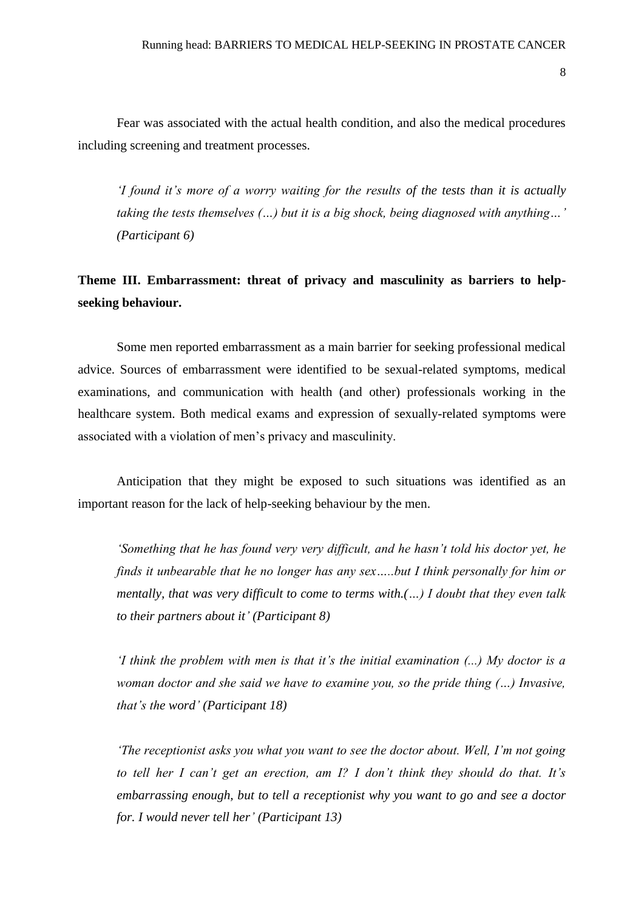Fear was associated with the actual health condition, and also the medical procedures including screening and treatment processes.

> *'I found it's more of a worry waiting for the results of the tests than it is actually taking the tests themselves (…) but it is a big shock, being diagnosed with anything…' (Participant 6)*

## Theme III. Embarrassment: threat of privacy and masculinity as barriers to help-seeking behaviour.

Some men reported embarrassment as a main barrier for seeking professional medical advice. Sources of embarrassment were identified to be sexual-related symptoms, medical examinations, and communication with health (and other) professionals working in the healthcare system. Both medical exams and expression of sexually-related symptoms were associated with a violation of men's privacy and masculinity.

Anticipation that they might be exposed to such situations was identified as an important reason for the lack of help-seeking behaviour by the men.

> *'Something that he has found very very difficult, and he hasn't told his doctor yet, he finds it unbearable that he no longer has any sex…..but I think personally for him or mentally, that was very difficult to come to terms with.(…) I doubt that they even talk to their partners about it' (Participant 8)*

> *'I think the problem with men is that it's the initial examination (...) My doctor is a woman doctor and she said we have to examine you, so the pride thing (…) Invasive, that's the word' (Participant 18)*

> *'The receptionist asks you what you want to see the doctor about. Well, I'm not going to tell her I can't get an erection, am I? I don't think they should do that. It's embarrassing enough, but to tell a receptionist why you want to go and see a doctor for. I would never tell her' (Participant 13)*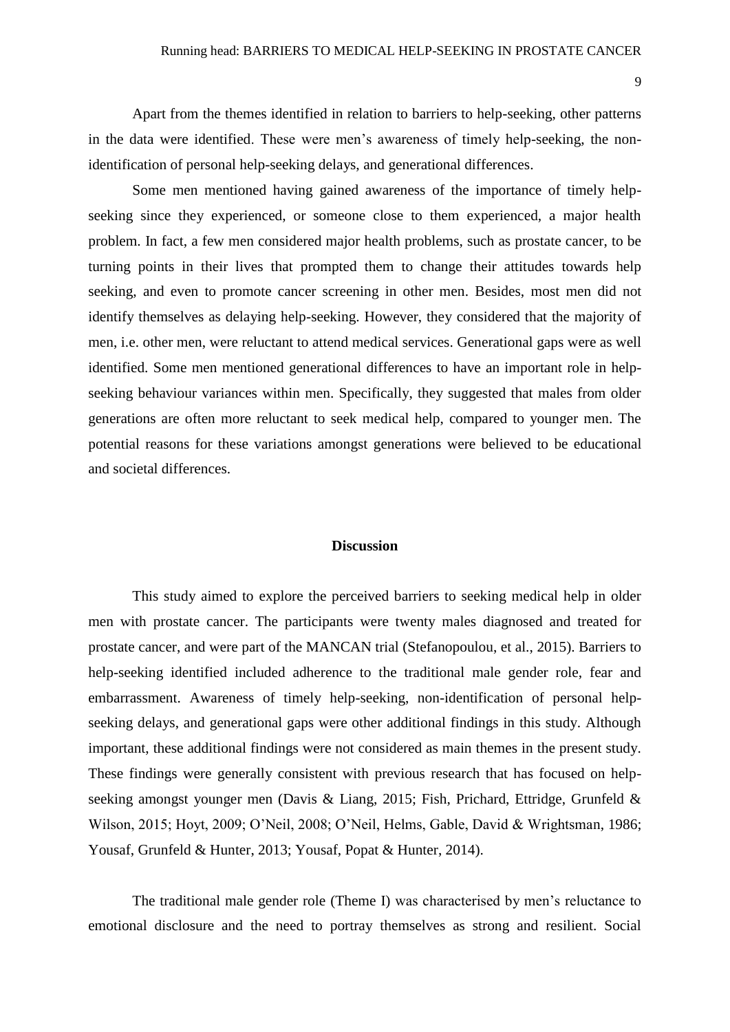Apart from the themes identified in relation to barriers to help-seeking, other patterns in the data were identified. These were men's awareness of timely help-seeking, the non-identification of personal help-seeking delays, and generational differences.

Some men mentioned having gained awareness of the importance of timely help-seeking since they experienced, or someone close to them experienced, a major health problem. In fact, a few men considered major health problems, such as prostate cancer, to be turning points in their lives that prompted them to change their attitudes towards help seeking, and even to promote cancer screening in other men. Besides, most men did not identify themselves as delaying help-seeking. However, they considered that the majority of men, i.e. other men, were reluctant to attend medical services. Generational gaps were as well identified. Some men mentioned generational differences to have an important role in help-seeking behaviour variances within men. Specifically, they suggested that males from older generations are often more reluctant to seek medical help, compared to younger men. The potential reasons for these variations amongst generations were believed to be educational and societal differences.

## Discussion

This study aimed to explore the perceived barriers to seeking medical help in older men with prostate cancer. The participants were twenty males diagnosed and treated for prostate cancer, and were part of the MANCAN trial (Stefanopoulou, et al., 2015). Barriers to help-seeking identified included adherence to the traditional male gender role, fear and embarrassment. Awareness of timely help-seeking, non-identification of personal help-seeking delays, and generational gaps were other additional findings in this study. Although important, these additional findings were not considered as main themes in the present study. These findings were generally consistent with previous research that has focused on help-seeking amongst younger men (Davis & Liang, 2015; Fish, Prichard, Ettridge, Grunfeld & Wilson, 2015; Hoyt, 2009; O'Neil, 2008; O'Neil, Helms, Gable, David & Wrightsman, 1986; Yousaf, Grunfeld & Hunter, 2013; Yousaf, Popat & Hunter, 2014).

The traditional male gender role (Theme I) was characterised by men's reluctance to emotional disclosure and the need to portray themselves as strong and resilient. Social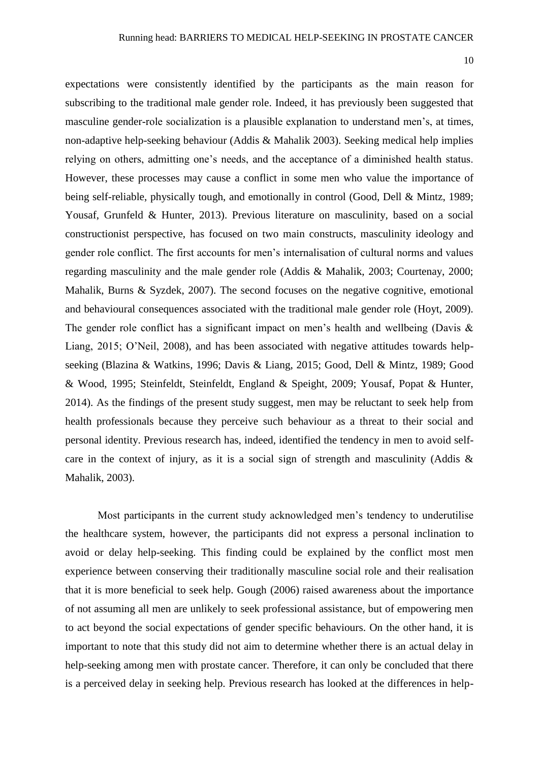expectations were consistently identified by the participants as the main reason for subscribing to the traditional male gender role. Indeed, it has previously been suggested that masculine gender-role socialization is a plausible explanation to understand men's, at times, non-adaptive help-seeking behaviour (Addis & Mahalik 2003). Seeking medical help implies relying on others, admitting one's needs, and the acceptance of a diminished health status. However, these processes may cause a conflict in some men who value the importance of being self-reliable, physically tough, and emotionally in control (Good, Dell & Mintz, 1989; Yousaf, Grunfeld & Hunter, 2013). Previous literature on masculinity, based on a social constructionist perspective, has focused on two main constructs, masculinity ideology and gender role conflict. The first accounts for men's internalisation of cultural norms and values regarding masculinity and the male gender role (Addis & Mahalik, 2003; Courtenay, 2000; Mahalik, Burns & Syzdek, 2007). The second focuses on the negative cognitive, emotional and behavioural consequences associated with the traditional male gender role (Hoyt, 2009). The gender role conflict has a significant impact on men's health and wellbeing (Davis & Liang, 2015; O'Neil, 2008), and has been associated with negative attitudes towards help-seeking (Blazina & Watkins, 1996; Davis & Liang, 2015; Good, Dell & Mintz, 1989; Good & Wood, 1995; Steinfeldt, Steinfeldt, England & Speight, 2009; Yousaf, Popat & Hunter, 2014). As the findings of the present study suggest, men may be reluctant to seek help from health professionals because they perceive such behaviour as a threat to their social and personal identity. Previous research has, indeed, identified the tendency in men to avoid self-care in the context of injury, as it is a social sign of strength and masculinity (Addis & Mahalik, 2003).

Most participants in the current study acknowledged men's tendency to underutilise the healthcare system, however, the participants did not express a personal inclination to avoid or delay help-seeking. This finding could be explained by the conflict most men experience between conserving their traditionally masculine social role and their realisation that it is more beneficial to seek help. Gough (2006) raised awareness about the importance of not assuming all men are unlikely to seek professional assistance, but of empowering men to act beyond the social expectations of gender specific behaviours. On the other hand, it is important to note that this study did not aim to determine whether there is an actual delay in help-seeking among men with prostate cancer. Therefore, it can only be concluded that there is a perceived delay in seeking help. Previous research has looked at the differences in help-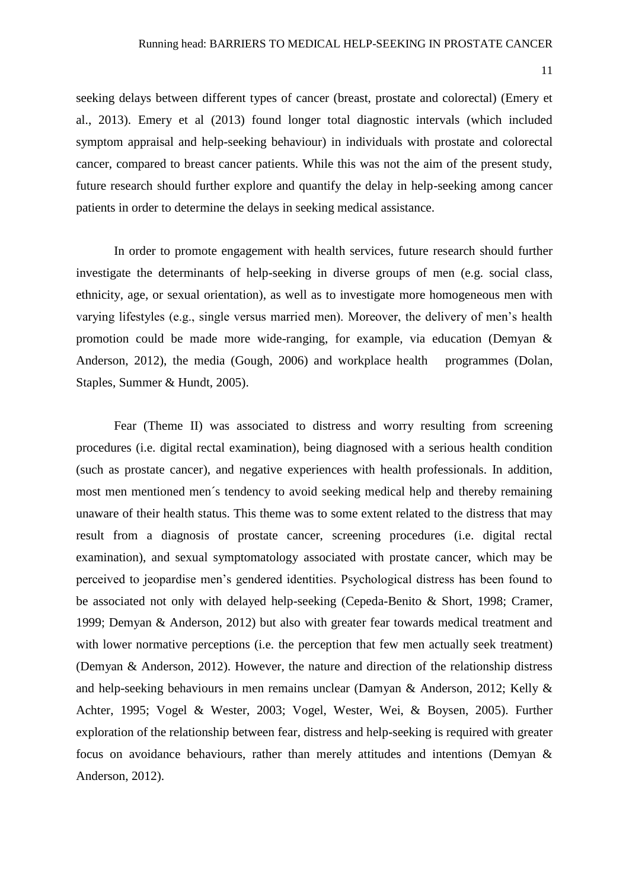seeking delays between different types of cancer (breast, prostate and colorectal) (Emery et al., 2013). Emery et al (2013) found longer total diagnostic intervals (which included symptom appraisal and help-seeking behaviour) in individuals with prostate and colorectal cancer, compared to breast cancer patients. While this was not the aim of the present study, future research should further explore and quantify the delay in help-seeking among cancer patients in order to determine the delays in seeking medical assistance.

In order to promote engagement with health services, future research should further investigate the determinants of help-seeking in diverse groups of men (e.g. social class, ethnicity, age, or sexual orientation), as well as to investigate more homogeneous men with varying lifestyles (e.g., single versus married men). Moreover, the delivery of men's health promotion could be made more wide-ranging, for example, via education (Demyan & Anderson, 2012), the media (Gough, 2006) and workplace health programmes (Dolan, Staples, Summer & Hundt, 2005).

Fear (Theme II) was associated to distress and worry resulting from screening procedures (i.e. digital rectal examination), being diagnosed with a serious health condition (such as prostate cancer), and negative experiences with health professionals. In addition, most men mentioned men´s tendency to avoid seeking medical help and thereby remaining unaware of their health status. This theme was to some extent related to the distress that may result from a diagnosis of prostate cancer, screening procedures (i.e. digital rectal examination), and sexual symptomatology associated with prostate cancer, which may be perceived to jeopardise men's gendered identities. Psychological distress has been found to be associated not only with delayed help-seeking (Cepeda-Benito & Short, 1998; Cramer, 1999; Demyan & Anderson, 2012) but also with greater fear towards medical treatment and with lower normative perceptions (i.e. the perception that few men actually seek treatment) (Demyan & Anderson, 2012). However, the nature and direction of the relationship distress and help-seeking behaviours in men remains unclear (Damyan & Anderson, 2012; Kelly & Achter, 1995; Vogel & Wester, 2003; Vogel, Wester, Wei, & Boysen, 2005). Further exploration of the relationship between fear, distress and help-seeking is required with greater focus on avoidance behaviours, rather than merely attitudes and intentions (Demyan & Anderson, 2012).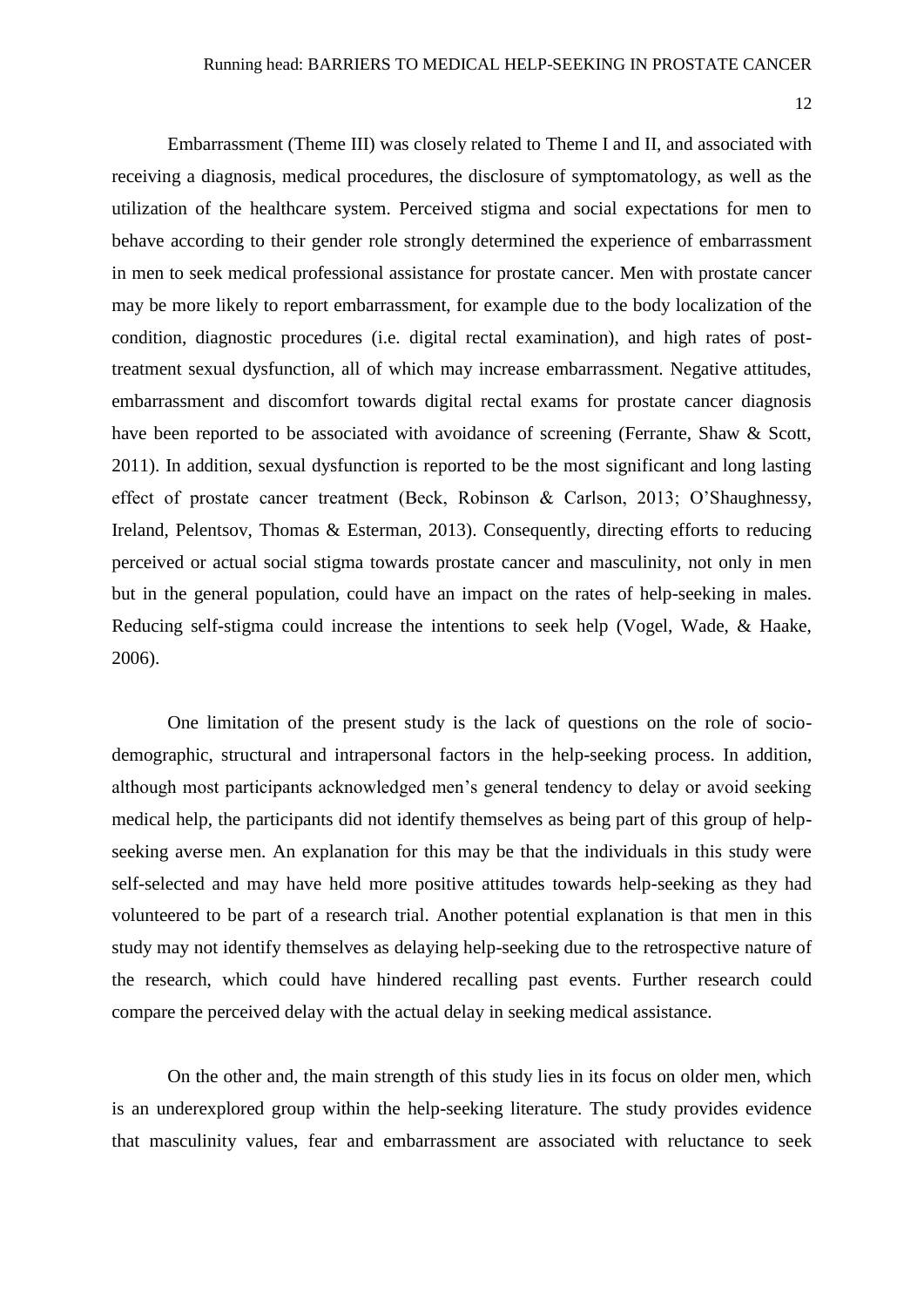Embarrassment (Theme III) was closely related to Theme I and II, and associated with receiving a diagnosis, medical procedures, the disclosure of symptomatology, as well as the utilization of the healthcare system. Perceived stigma and social expectations for men to behave according to their gender role strongly determined the experience of embarrassment in men to seek medical professional assistance for prostate cancer. Men with prostate cancer may be more likely to report embarrassment, for example due to the body localization of the condition, diagnostic procedures (i.e. digital rectal examination), and high rates of post-treatment sexual dysfunction, all of which may increase embarrassment. Negative attitudes, embarrassment and discomfort towards digital rectal exams for prostate cancer diagnosis have been reported to be associated with avoidance of screening (Ferrante, Shaw & Scott, 2011). In addition, sexual dysfunction is reported to be the most significant and long lasting effect of prostate cancer treatment (Beck, Robinson & Carlson, 2013; O'Shaughnessy, Ireland, Pelentsov, Thomas & Esterman, 2013). Consequently, directing efforts to reducing perceived or actual social stigma towards prostate cancer and masculinity, not only in men but in the general population, could have an impact on the rates of help-seeking in males. Reducing self-stigma could increase the intentions to seek help (Vogel, Wade, & Haake, 2006).

One limitation of the present study is the lack of questions on the role of socio-demographic, structural and intrapersonal factors in the help-seeking process. In addition, although most participants acknowledged men's general tendency to delay or avoid seeking medical help, the participants did not identify themselves as being part of this group of help-seeking averse men. An explanation for this may be that the individuals in this study were self-selected and may have held more positive attitudes towards help-seeking as they had volunteered to be part of a research trial. Another potential explanation is that men in this study may not identify themselves as delaying help-seeking due to the retrospective nature of the research, which could have hindered recalling past events. Further research could compare the perceived delay with the actual delay in seeking medical assistance.

On the other and, the main strength of this study lies in its focus on older men, which is an underexplored group within the help-seeking literature. The study provides evidence that masculinity values, fear and embarrassment are associated with reluctance to seek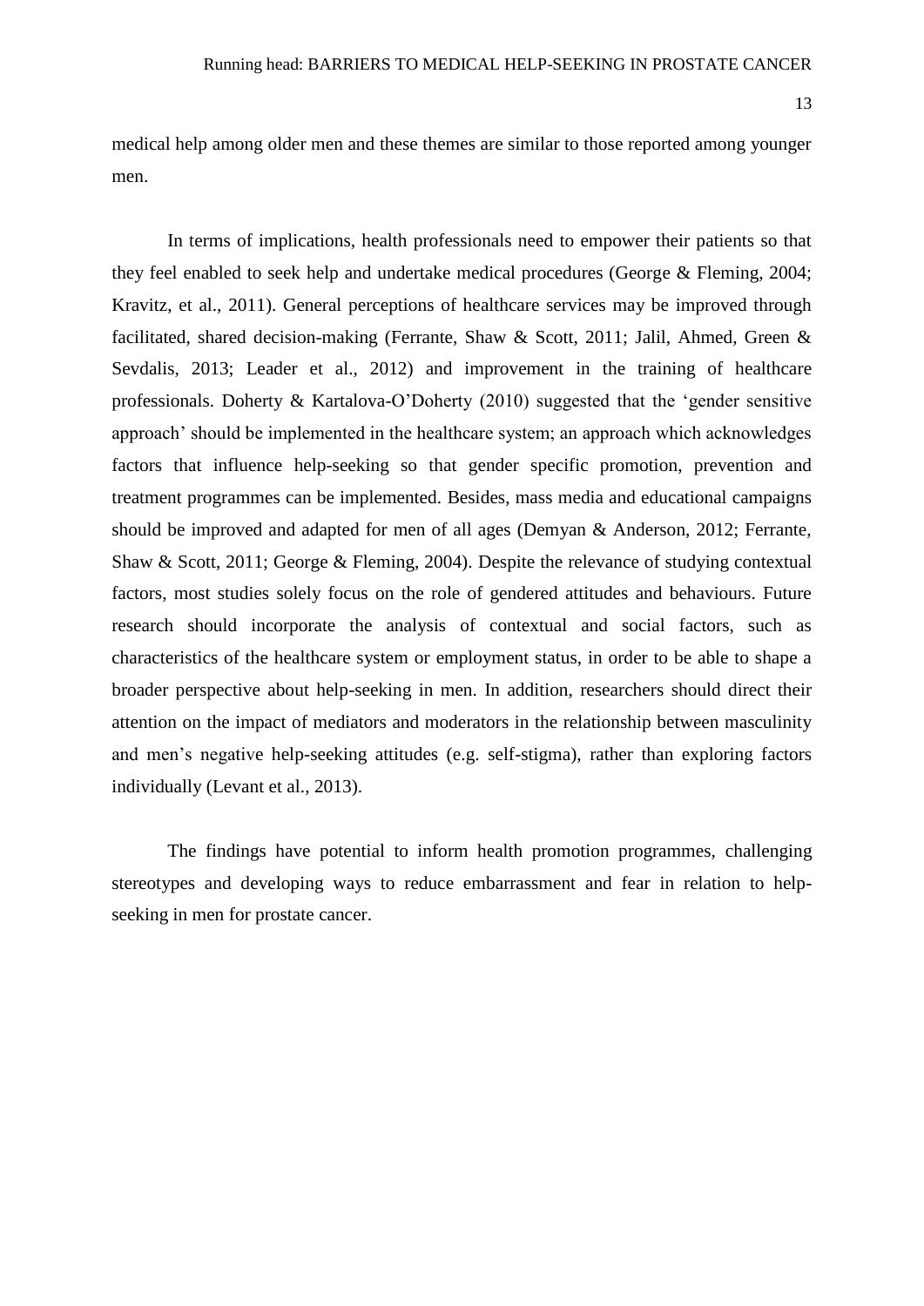medical help among older men and these themes are similar to those reported among younger men.

In terms of implications, health professionals need to empower their patients so that they feel enabled to seek help and undertake medical procedures (George & Fleming, 2004; Kravitz, et al., 2011). General perceptions of healthcare services may be improved through facilitated, shared decision-making (Ferrante, Shaw & Scott, 2011; Jalil, Ahmed, Green & Sevdalis, 2013; Leader et al., 2012) and improvement in the training of healthcare professionals. Doherty & Kartalova-O'Doherty (2010) suggested that the 'gender sensitive approach' should be implemented in the healthcare system; an approach which acknowledges factors that influence help-seeking so that gender specific promotion, prevention and treatment programmes can be implemented. Besides, mass media and educational campaigns should be improved and adapted for men of all ages (Demyan & Anderson, 2012; Ferrante, Shaw & Scott, 2011; George & Fleming, 2004). Despite the relevance of studying contextual factors, most studies solely focus on the role of gendered attitudes and behaviours. Future research should incorporate the analysis of contextual and social factors, such as characteristics of the healthcare system or employment status, in order to be able to shape a broader perspective about help-seeking in men. In addition, researchers should direct their attention on the impact of mediators and moderators in the relationship between masculinity and men's negative help-seeking attitudes (e.g. self-stigma), rather than exploring factors individually (Levant et al., 2013).

The findings have potential to inform health promotion programmes, challenging stereotypes and developing ways to reduce embarrassment and fear in relation to help-seeking in men for prostate cancer.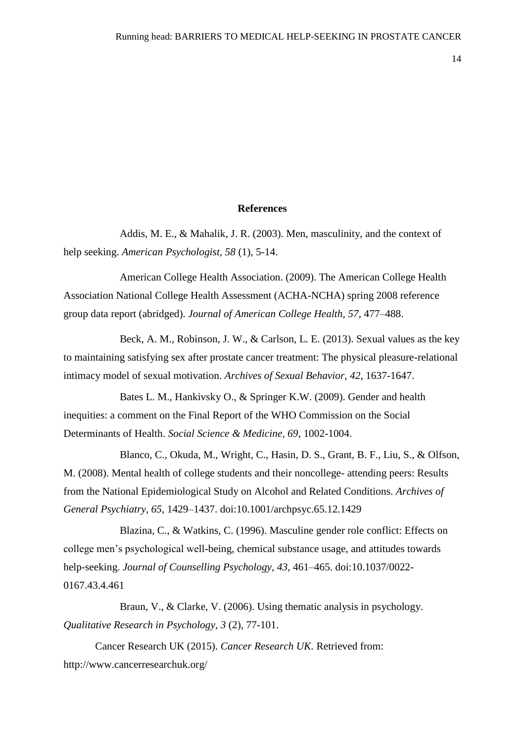## References

Addis, M. E., & Mahalik, J. R. (2003). Men, masculinity, and the context of help seeking. *American Psychologist, 58* (1), 5-14.

American College Health Association. (2009). The American College Health Association National College Health Assessment (ACHA-NCHA) spring 2008 reference group data report (abridged). *Journal of American College Health, 57,* 477–488.

Beck, A. M., Robinson, J. W., & Carlson, L. E. (2013). Sexual values as the key to maintaining satisfying sex after prostate cancer treatment: The physical pleasure-relational intimacy model of sexual motivation. *Archives of Sexual Behavior, 42*, 1637-1647.

Bates L. M., Hankivsky O., & Springer K.W. (2009). Gender and health inequities: a comment on the Final Report of the WHO Commission on the Social Determinants of Health. *Social Science & Medicine, 69*, 1002-1004.

Blanco, C., Okuda, M., Wright, C., Hasin, D. S., Grant, B. F., Liu, S., & Olfson, M. (2008). Mental health of college students and their noncollege- attending peers: Results from the National Epidemiological Study on Alcohol and Related Conditions. *Archives of General Psychiatry, 65*, 1429–1437. doi:10.1001/archpsyc.65.12.1429

Blazina, C., & Watkins, C. (1996). Masculine gender role conflict: Effects on college men's psychological well-being, chemical substance usage, and attitudes towards help-seeking. *Journal of Counselling Psychology, 43,* 461–465. doi:10.1037/0022-0167.43.4.461

Braun, V., & Clarke, V. (2006). Using thematic analysis in psychology. *Qualitative Research in Psychology, 3* (2), 77-101.

Cancer Research UK (2015). *Cancer Research UK.* Retrieved from: http://www.cancerresearchuk.org/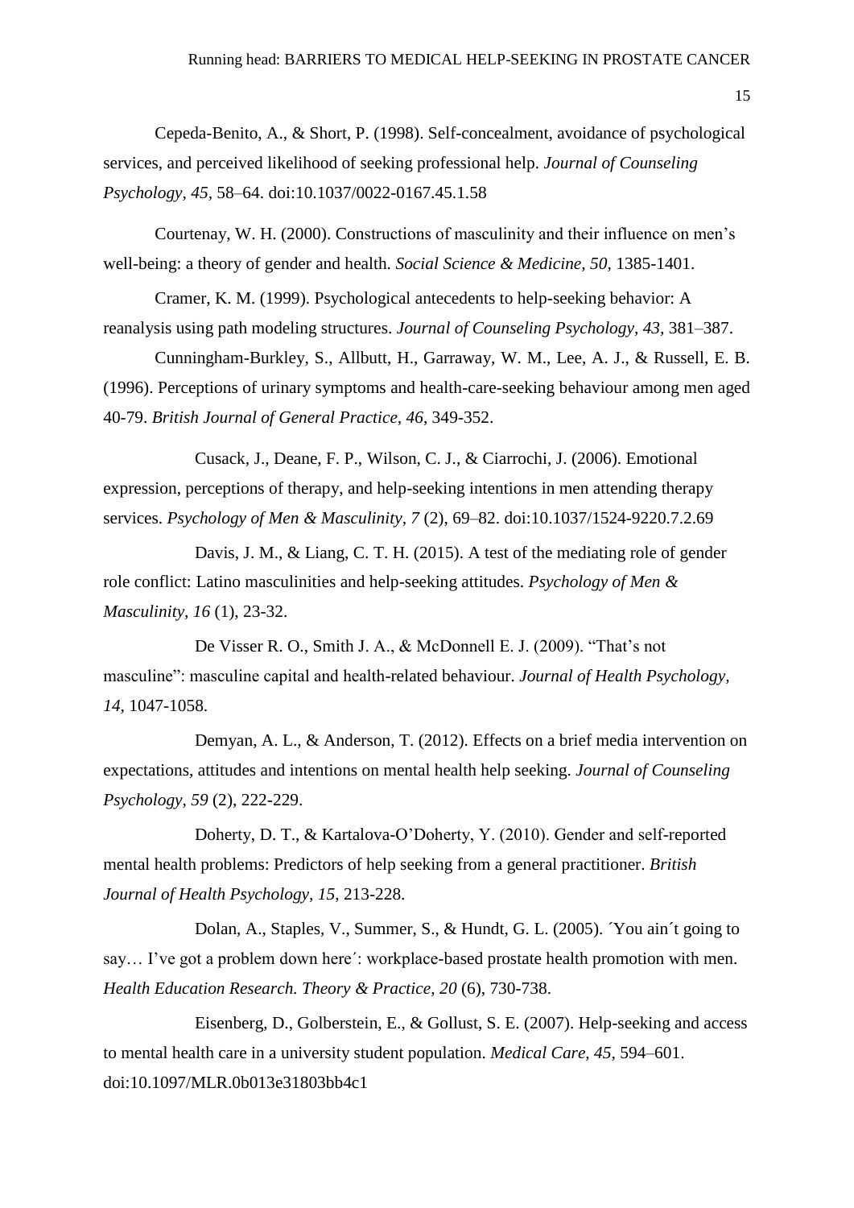Cepeda-Benito, A., & Short, P. (1998). Self-concealment, avoidance of psychological services, and perceived likelihood of seeking professional help. *Journal of Counseling Psychology, 45*, 58–64. doi:10.1037/0022-0167.45.1.58

Courtenay, W. H. (2000). Constructions of masculinity and their influence on men's well-being: a theory of gender and health. *Social Science & Medicine, 50*, 1385-1401.

Cramer, K. M. (1999). Psychological antecedents to help-seeking behavior: A reanalysis using path modeling structures. *Journal of Counseling Psychology, 43*, 381–387.

Cunningham-Burkley, S., Allbutt, H., Garraway, W. M., Lee, A. J., & Russell, E. B. (1996). Perceptions of urinary symptoms and health-care-seeking behaviour among men aged 40-79. *British Journal of General Practice, 46*, 349-352.

Cusack, J., Deane, F. P., Wilson, C. J., & Ciarrochi, J. (2006). Emotional expression, perceptions of therapy, and help-seeking intentions in men attending therapy services. *Psychology of Men & Masculinity, 7* (2), 69–82. doi:10.1037/1524-9220.7.2.69

Davis, J. M., & Liang, C. T. H. (2015). A test of the mediating role of gender role conflict: Latino masculinities and help-seeking attitudes. *Psychology of Men & Masculinity, 16* (1), 23-32.

De Visser R. O., Smith J. A., & McDonnell E. J. (2009). "That's not masculine": masculine capital and health-related behaviour. *Journal of Health Psychology, 14*, 1047-1058.

Demyan, A. L., & Anderson, T. (2012). Effects on a brief media intervention on expectations, attitudes and intentions on mental health help seeking. *Journal of Counseling Psychology, 59* (2), 222-229.

Doherty, D. T., & Kartalova-O'Doherty, Y. (2010). Gender and self-reported mental health problems: Predictors of help seeking from a general practitioner. *British Journal of Health Psychology, 15*, 213-228.

Dolan, A., Staples, V., Summer, S., & Hundt, G. L. (2005). ´You ain´t going to say… I've got a problem down here´: workplace-based prostate health promotion with men. *Health Education Research. Theory & Practice, 20* (6), 730-738.

Eisenberg, D., Golberstein, E., & Gollust, S. E. (2007). Help-seeking and access to mental health care in a university student population. *Medical Care, 45*, 594–601. doi:10.1097/MLR.0b013e31803bb4c1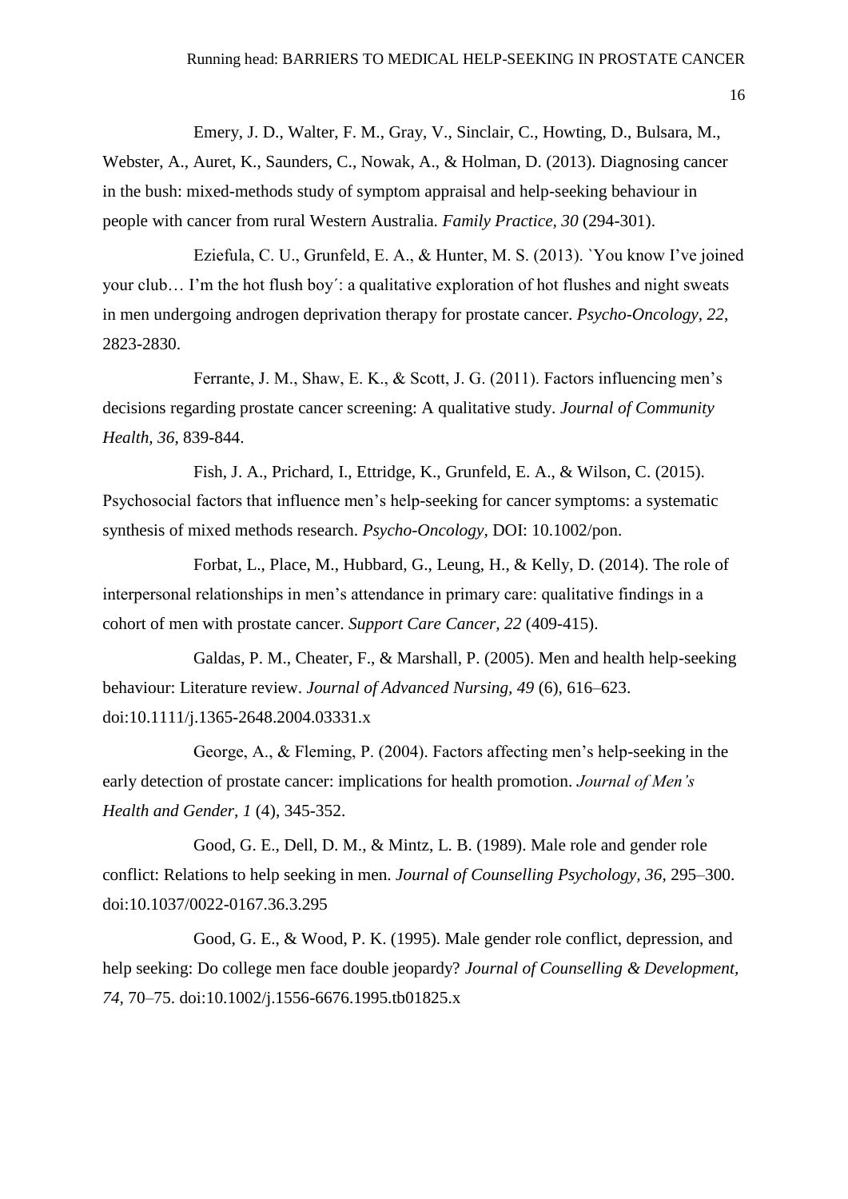Emery, J. D., Walter, F. M., Gray, V., Sinclair, C., Howting, D., Bulsara, M., Webster, A., Auret, K., Saunders, C., Nowak, A., & Holman, D. (2013). Diagnosing cancer in the bush: mixed-methods study of symptom appraisal and help-seeking behaviour in people with cancer from rural Western Australia. *Family Practice, 30* (294-301).

Eziefula, C. U., Grunfeld, E. A., & Hunter, M. S. (2013). `You know I've joined your club… I'm the hot flush boy´: a qualitative exploration of hot flushes and night sweats in men undergoing androgen deprivation therapy for prostate cancer. *Psycho-Oncology, 22*, 2823-2830.

Ferrante, J. M., Shaw, E. K., & Scott, J. G. (2011). Factors influencing men's decisions regarding prostate cancer screening: A qualitative study. *Journal of Community Health, 36*, 839-844.

Fish, J. A., Prichard, I., Ettridge, K., Grunfeld, E. A., & Wilson, C. (2015). Psychosocial factors that influence men's help-seeking for cancer symptoms: a systematic synthesis of mixed methods research. *Psycho-Oncology*, DOI: 10.1002/pon.

Forbat, L., Place, M., Hubbard, G., Leung, H., & Kelly, D. (2014). The role of interpersonal relationships in men's attendance in primary care: qualitative findings in a cohort of men with prostate cancer. *Support Care Cancer, 22* (409-415).

Galdas, P. M., Cheater, F., & Marshall, P. (2005). Men and health help-seeking behaviour: Literature review. *Journal of Advanced Nursing, 49* (6), 616–623. doi:10.1111/j.1365-2648.2004.03331.x

George, A., & Fleming, P. (2004). Factors affecting men's help-seeking in the early detection of prostate cancer: implications for health promotion. *Journal of Men's Health and Gender, 1* (4), 345-352.

Good, G. E., Dell, D. M., & Mintz, L. B. (1989). Male role and gender role conflict: Relations to help seeking in men. *Journal of Counselling Psychology, 36*, 295–300. doi:10.1037/0022-0167.36.3.295

Good, G. E., & Wood, P. K. (1995). Male gender role conflict, depression, and help seeking: Do college men face double jeopardy? *Journal of Counselling & Development, 74,* 70–75. doi:10.1002/j.1556-6676.1995.tb01825.x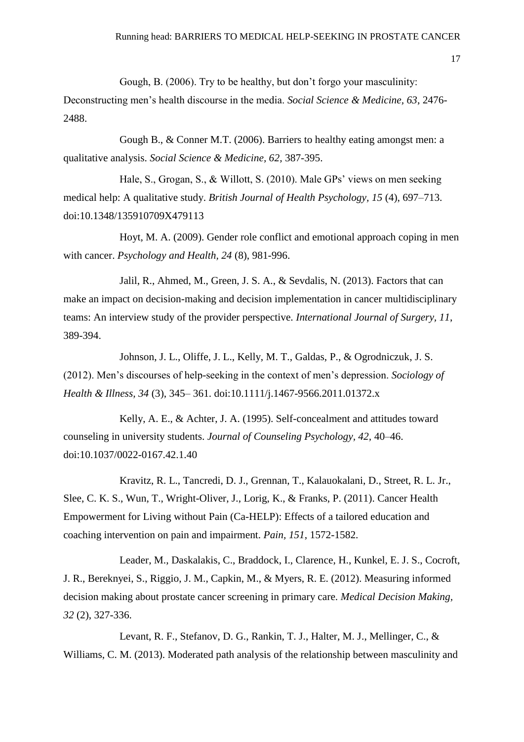Gough, B. (2006). Try to be healthy, but don't forgo your masculinity: Deconstructing men's health discourse in the media. *Social Science & Medicine, 63*, 2476-2488.

Gough B., & Conner M.T. (2006). Barriers to healthy eating amongst men: a qualitative analysis. *Social Science & Medicine, 62,* 387-395.

Hale, S., Grogan, S., & Willott, S. (2010). Male GPs' views on men seeking medical help: A qualitative study. *British Journal of Health Psychology, 15* (4), 697–713. doi:10.1348/135910709X479113

Hoyt, M. A. (2009). Gender role conflict and emotional approach coping in men with cancer. *Psychology and Health, 24* (8), 981-996.

Jalil, R., Ahmed, M., Green, J. S. A., & Sevdalis, N. (2013). Factors that can make an impact on decision-making and decision implementation in cancer multidisciplinary teams: An interview study of the provider perspective. *International Journal of Surgery, 11*, 389-394.

Johnson, J. L., Oliffe, J. L., Kelly, M. T., Galdas, P., & Ogrodniczuk, J. S. (2012). Men's discourses of help-seeking in the context of men's depression. *Sociology of Health & Illness, 34* (3), 345– 361. doi:10.1111/j.1467-9566.2011.01372.x

Kelly, A. E., & Achter, J. A. (1995). Self-concealment and attitudes toward counseling in university students. *Journal of Counseling Psychology, 42,* 40–46. doi:10.1037/0022-0167.42.1.40

Kravitz, R. L., Tancredi, D. J., Grennan, T., Kalauokalani, D., Street, R. L. Jr., Slee, C. K. S., Wun, T., Wright-Oliver, J., Lorig, K., & Franks, P. (2011). Cancer Health Empowerment for Living without Pain (Ca-HELP): Effects of a tailored education and coaching intervention on pain and impairment. *Pain, 151*, 1572-1582.

Leader, M., Daskalakis, C., Braddock, I., Clarence, H., Kunkel, E. J. S., Cocroft, J. R., Bereknyei, S., Riggio, J. M., Capkin, M., & Myers, R. E. (2012). Measuring informed decision making about prostate cancer screening in primary care. *Medical Decision Making, 32* (2), 327-336.

Levant, R. F., Stefanov, D. G., Rankin, T. J., Halter, M. J., Mellinger, C., & Williams, C. M. (2013). Moderated path analysis of the relationship between masculinity and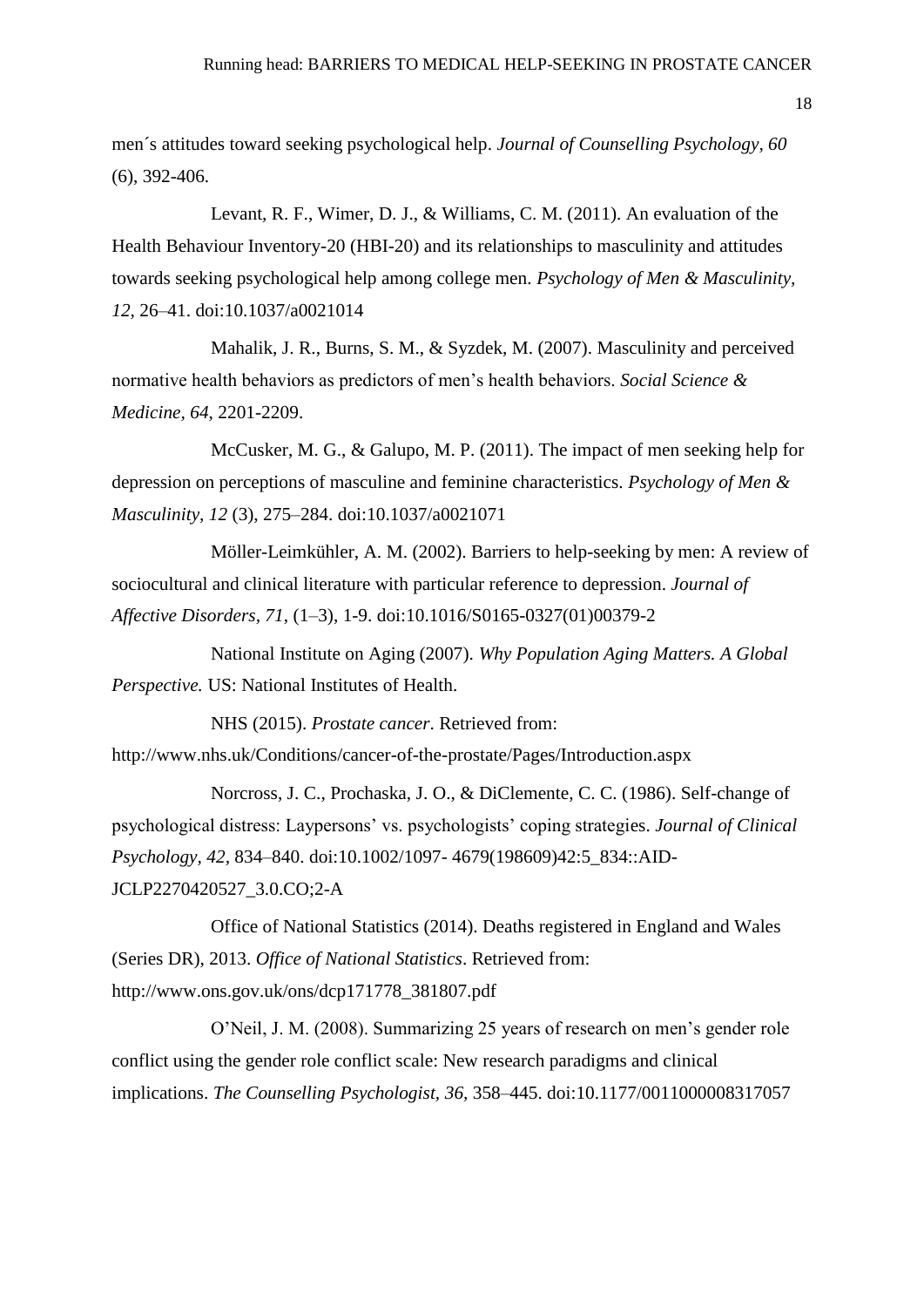men´s attitudes toward seeking psychological help. *Journal of Counselling Psychology, 60* (6), 392-406.

Levant, R. F., Wimer, D. J., & Williams, C. M. (2011). An evaluation of the Health Behaviour Inventory-20 (HBI-20) and its relationships to masculinity and attitudes towards seeking psychological help among college men. *Psychology of Men & Masculinity, 12*, 26–41. doi:10.1037/a0021014

Mahalik, J. R., Burns, S. M., & Syzdek, M. (2007). Masculinity and perceived normative health behaviors as predictors of men's health behaviors. *Social Science & Medicine, 64*, 2201-2209.

McCusker, M. G., & Galupo, M. P. (2011). The impact of men seeking help for depression on perceptions of masculine and feminine characteristics. *Psychology of Men & Masculinity, 12* (3), 275–284. doi:10.1037/a0021071

Möller-Leimkühler, A. M. (2002). Barriers to help-seeking by men: A review of sociocultural and clinical literature with particular reference to depression. *Journal of Affective Disorders, 71*, (1–3), 1-9. doi:10.1016/S0165-0327(01)00379-2

National Institute on Aging (2007). *Why Population Aging Matters. A Global Perspective.* US: National Institutes of Health.

NHS (2015). *Prostate cancer*. Retrieved from: http://www.nhs.uk/Conditions/cancer-of-the-prostate/Pages/Introduction.aspx

Norcross, J. C., Prochaska, J. O., & DiClemente, C. C. (1986). Self-change of psychological distress: Laypersons' vs. psychologists' coping strategies. *Journal of Clinical Psychology, 42*, 834–840. doi:10.1002/1097- 4679(198609)42:5_834::AID-JCLP2270420527_3.0.CO;2-A

Office of National Statistics (2014). Deaths registered in England and Wales (Series DR), 2013. *Office of National Statistics*. Retrieved from: http://www.ons.gov.uk/ons/dcp171778_381807.pdf

O'Neil, J. M. (2008). Summarizing 25 years of research on men's gender role conflict using the gender role conflict scale: New research paradigms and clinical implications. *The Counselling Psychologist, 36*, 358–445. doi:10.1177/0011000008317057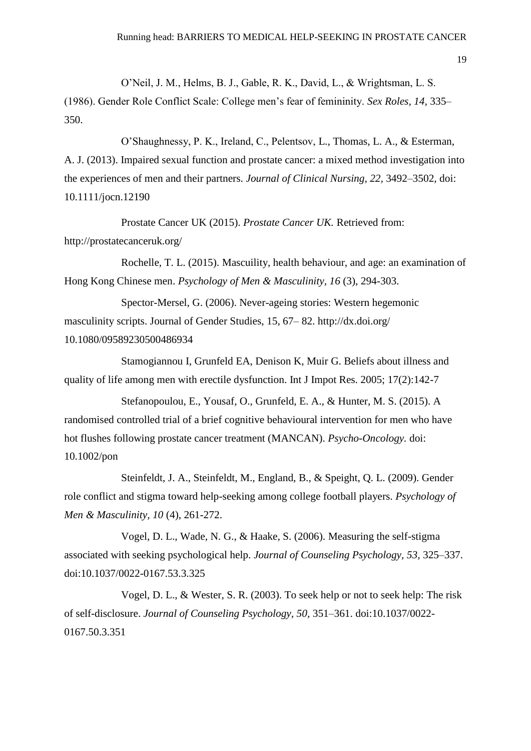O'Neil, J. M., Helms, B. J., Gable, R. K., David, L., & Wrightsman, L. S. (1986). Gender Role Conflict Scale: College men's fear of femininity. *Sex Roles, 14*, 335–350.

O'Shaughnessy, P. K., Ireland, C., Pelentsov, L., Thomas, L. A., & Esterman, A. J. (2013). Impaired sexual function and prostate cancer: a mixed method investigation into the experiences of men and their partners. *Journal of Clinical Nursing, 22*, 3492–3502, doi: 10.1111/jocn.12190

Prostate Cancer UK (2015). *Prostate Cancer UK.* Retrieved from: http://prostatecanceruk.org/

Rochelle, T. L. (2015). Mascuility, health behaviour, and age: an examination of Hong Kong Chinese men. *Psychology of Men & Masculinity, 16* (3), 294-303.

Spector-Mersel, G. (2006). Never-ageing stories: Western hegemonic masculinity scripts. Journal of Gender Studies, 15, 67– 82. http://dx.doi.org/ 10.1080/09589230500486934

Stamogiannou I, Grunfeld EA, Denison K, Muir G. Beliefs about illness and quality of life among men with erectile dysfunction. Int J Impot Res. 2005; 17(2):142-7

Stefanopoulou, E., Yousaf, O., Grunfeld, E. A., & Hunter, M. S. (2015). A randomised controlled trial of a brief cognitive behavioural intervention for men who have hot flushes following prostate cancer treatment (MANCAN). *Psycho-Oncology.* doi: 10.1002/pon

Steinfeldt, J. A., Steinfeldt, M., England, B., & Speight, Q. L. (2009). Gender role conflict and stigma toward help-seeking among college football players. *Psychology of Men & Masculinity, 10* (4), 261-272.

Vogel, D. L., Wade, N. G., & Haake, S. (2006). Measuring the self-stigma associated with seeking psychological help. *Journal of Counseling Psychology, 53*, 325–337. doi:10.1037/0022-0167.53.3.325

Vogel, D. L., & Wester, S. R. (2003). To seek help or not to seek help: The risk of self-disclosure. *Journal of Counseling Psychology, 50*, 351–361. doi:10.1037/0022-0167.50.3.351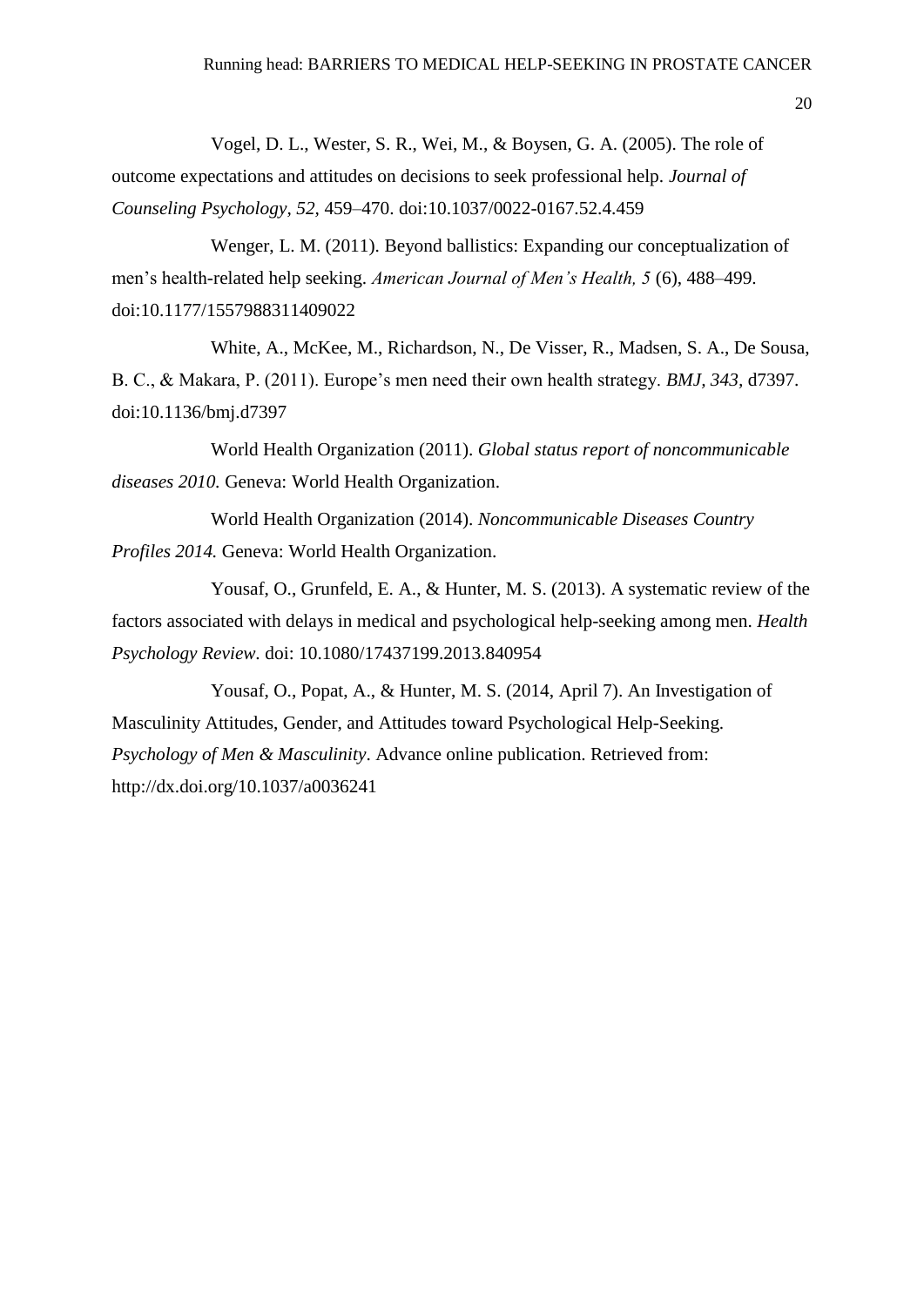Vogel, D. L., Wester, S. R., Wei, M., & Boysen, G. A. (2005). The role of outcome expectations and attitudes on decisions to seek professional help. *Journal of Counseling Psychology, 52,* 459–470. doi:10.1037/0022-0167.52.4.459

Wenger, L. M. (2011). Beyond ballistics: Expanding our conceptualization of men's health-related help seeking. *American Journal of Men's Health, 5* (6), 488–499. doi:10.1177/1557988311409022

White, A., McKee, M., Richardson, N., De Visser, R., Madsen, S. A., De Sousa, B. C., & Makara, P. (2011). Europe's men need their own health strategy. *BMJ, 343,* d7397. doi:10.1136/bmj.d7397

World Health Organization (2011). *Global status report of noncommunicable diseases 2010.* Geneva: World Health Organization.

World Health Organization (2014). *Noncommunicable Diseases Country Profiles 2014.* Geneva: World Health Organization.

Yousaf, O., Grunfeld, E. A., & Hunter, M. S. (2013). A systematic review of the factors associated with delays in medical and psychological help-seeking among men. *Health Psychology Review.* doi: 10.1080/17437199.2013.840954

Yousaf, O., Popat, A., & Hunter, M. S. (2014, April 7). An Investigation of Masculinity Attitudes, Gender, and Attitudes toward Psychological Help-Seeking. *Psychology of Men & Masculinity*. Advance online publication. Retrieved from: http://dx.doi.org/10.1037/a0036241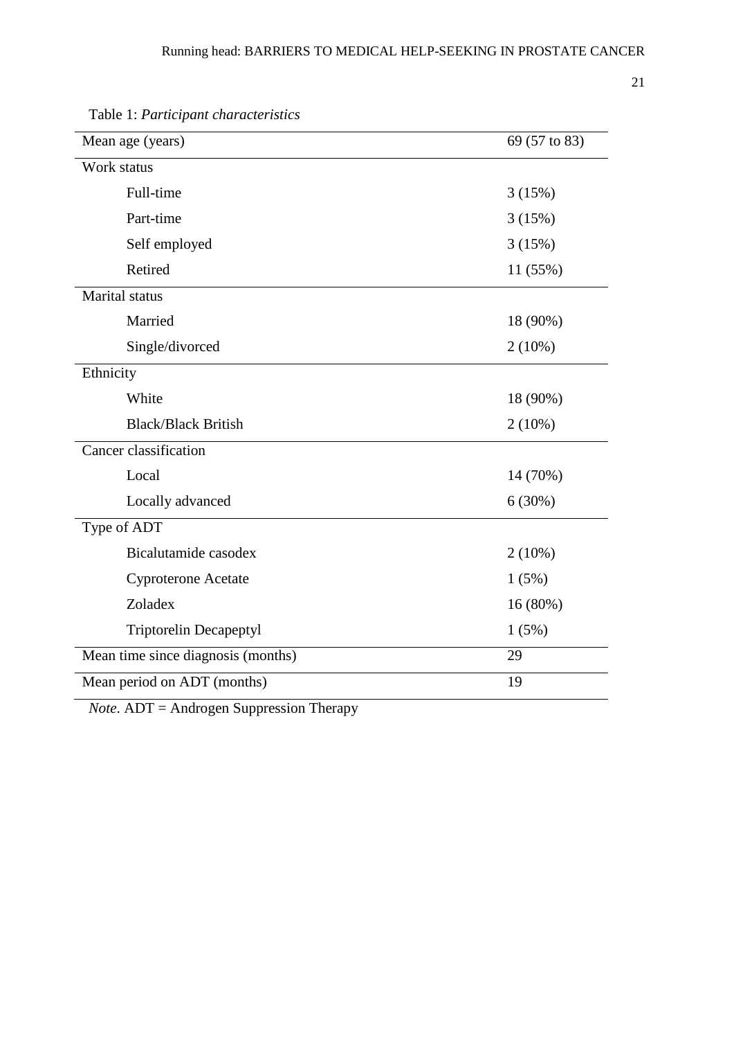Table 1: *Participant characteristics*

| | |
|---|---|
| Mean age (years) | 69 (57 to 83) |
| Work status | |
| Full-time | 3 (15%) |
| Part-time | 3 (15%) |
| Self employed | 3 (15%) |
| Retired | 11 (55%) |
| Marital status | |
| Married | 18 (90%) |
| Single/divorced | 2 (10%) |
| Ethnicity | |
| White | 18 (90%) |
| Black/Black British | 2 (10%) |
| Cancer classification | |
| Local | 14 (70%) |
| Locally advanced | 6 (30%) |
| Type of ADT | |
| Bicalutamide casodex | 2 (10%) |
| Cyproterone Acetate | 1 (5%) |
| Zoladex | 16 (80%) |
| Triptorelin Decapeptyl | 1 (5%) |
| Mean time since diagnosis (months) | 29 |
| Mean period on ADT (months) | 19 |

*Note.* ADT = Androgen Suppression Therapy